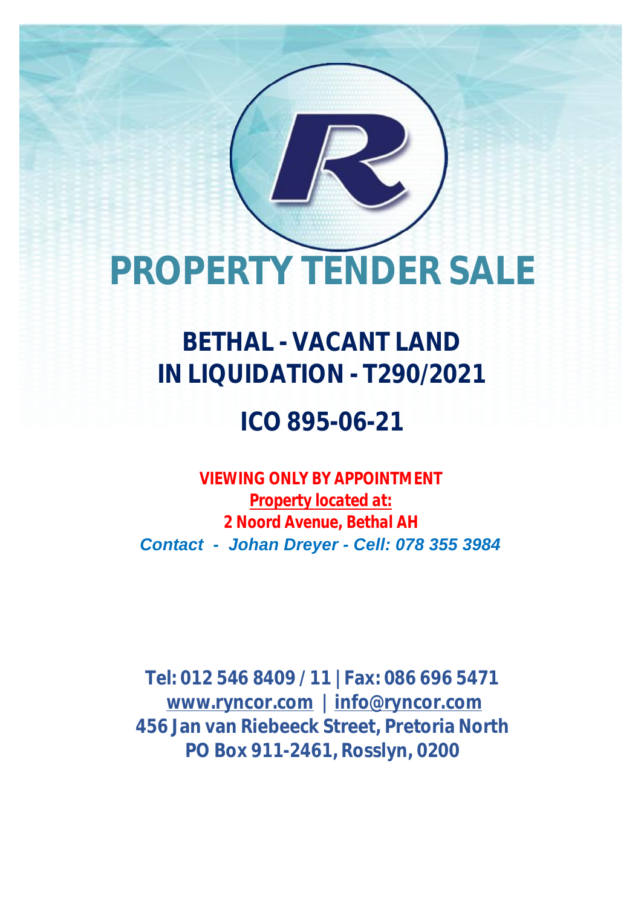# PROPERTY TENDER SALE

## BETHAL - VACANT LAND
## IN LIQUIDATION - T290/2021

## ICO 895-06-21

**VIEWING ONLY BY APPOINTMENT**

**Property located at:**

**2 Noord Avenue, Bethal AH**

***Contact - Johan Dreyer - Cell: 078 355 3984***

**Tel: 012 546 8409 / 11 | Fax: 086 696 5471**

**www.ryncor.com | info@ryncor.com**

**456 Jan van Riebeeck Street, Pretoria North**

**PO Box 911-2461, Rosslyn, 0200**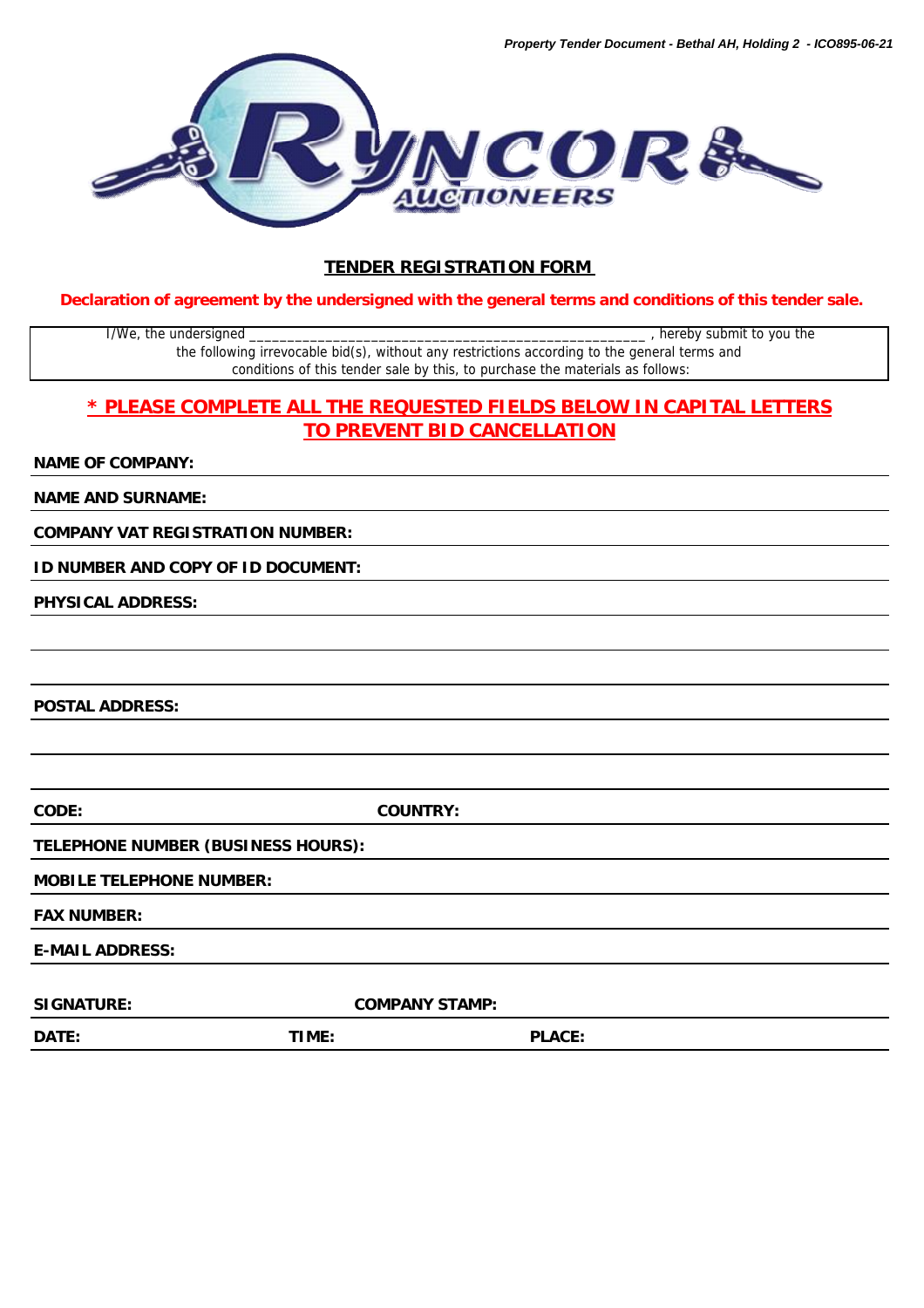## TENDER REGISTRATION FORM

**Declaration of agreement by the undersigned with the general terms and conditions of this tender sale.**

I/We, the undersigned ____________________________________________________ , hereby submit to you the following irrevocable bid(s), without any restrictions according to the general terms and conditions of this tender sale by this, to purchase the materials as follows:

**\* PLEASE COMPLETE ALL THE REQUESTED FIELDS BELOW IN CAPITAL LETTERS TO PREVENT BID CANCELLATION**

**NAME OF COMPANY:** ____________________________________________

**NAME AND SURNAME:** ____________________________________________

**COMPANY VAT REGISTRATION NUMBER:** ____________________________________________

**ID NUMBER AND COPY OF ID DOCUMENT:** ____________________________________________

**PHYSICAL ADDRESS:** ____________________________________________

____________________________________________

____________________________________________

**POSTAL ADDRESS:** ____________________________________________

____________________________________________

____________________________________________

**CODE:** ____________________ **COUNTRY:** ____________________

**TELEPHONE NUMBER (BUSINESS HOURS):** ____________________________________________

**MOBILE TELEPHONE NUMBER:** ____________________________________________

**FAX NUMBER:** ____________________________________________

**E-MAIL ADDRESS:** ____________________________________________

**SIGNATURE:** ____________________ **COMPANY STAMP:** ____________________

**DATE:** ____________________ **TIME:** ____________________ **PLACE:** ____________________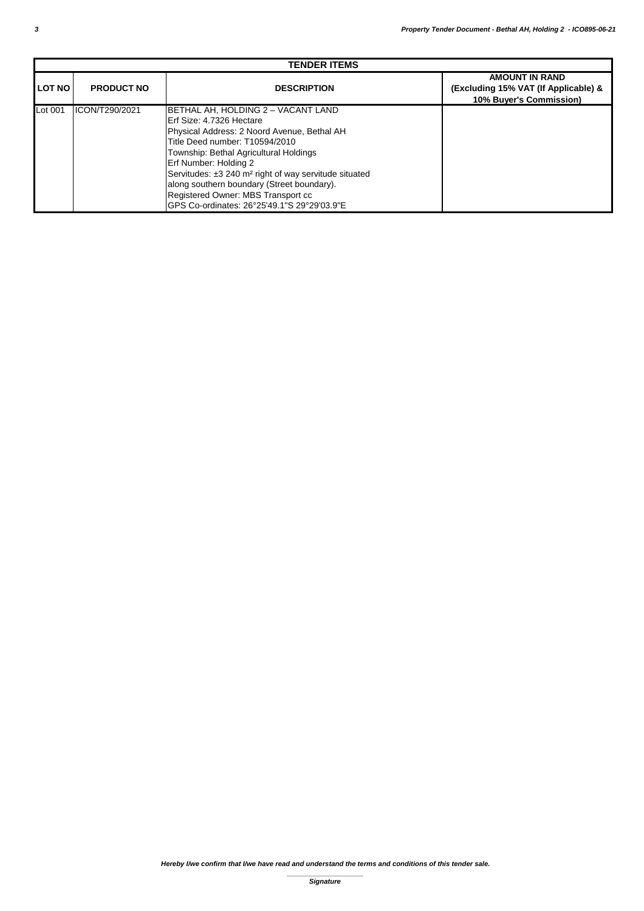| TENDER ITEMS | | | |
|---|---|---|---|
| **LOT NO** | **PRODUCT NO** | **DESCRIPTION** | **AMOUNT IN RAND (Excluding 15% VAT (If Applicable) & 10% Buyer's Commission)** |
| Lot 001 | ICON/T290/2021 | BETHAL AH, HOLDING 2 – VACANT LAND<br>Erf Size: 4.7326 Hectare<br>Physical Address: 2 Noord Avenue, Bethal AH<br>Title Deed number: T10594/2010<br>Township: Bethal Agricultural Holdings<br>Erf Number: Holding 2<br>Servitudes: ±3 240 m² right of way servitude situated along southern boundary (Street boundary).<br>Registered Owner: MBS Transport cc<br>GPS Co-ordinates: 26°25'49.1"S 29°29'03.9"E | |

*Hereby I/we confirm that I/we have read and understand the terms and conditions of this tender sale.*

*Signature*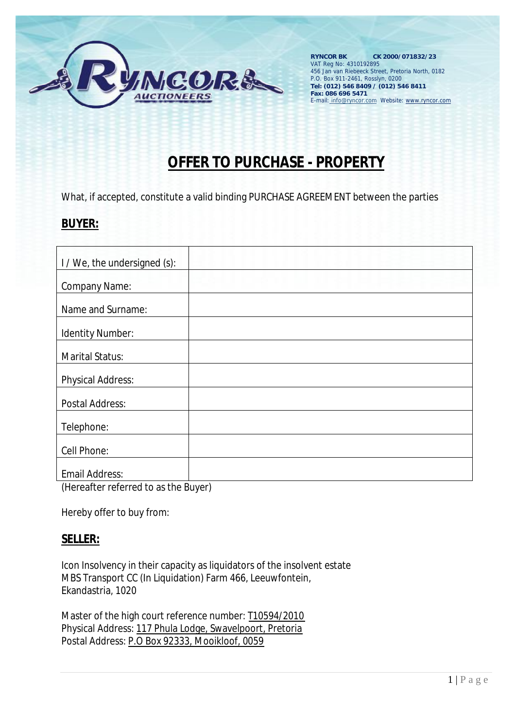**RYNCOR BK CK 2000/071832/23**
VAT Reg No: 4310192895
456 Jan van Riebeeck Street, Pretoria North, 0182
P.O. Box 911-2461, Rosslyn, 0200
**Tel: (012) 546 8409 / (012) 546 8411**
**Fax: 086 696 5471**
E-mail: info@ryncor.com Website: www.ryncor.com

# OFFER TO PURCHASE - PROPERTY

What, if accepted, constitute a valid binding PURCHASE AGREEMENT between the parties

## BUYER:

| I / We, the undersigned (s): | |
|---|---|
| Company Name: | |
| Name and Surname: | |
| Identity Number: | |
| Marital Status: | |
| Physical Address: | |
| Postal Address: | |
| Telephone: | |
| Cell Phone: | |
| Email Address: | |

(Hereafter referred to as the Buyer)

Hereby offer to buy from:

## SELLER:

Icon Insolvency in their capacity as liquidators of the insolvent estate
MBS Transport CC (In Liquidation) Farm 466, Leeuwfontein,
Ekandastria, 1020

Master of the high court reference number: T10594/2010
Physical Address: 117 Phula Lodge, Swavelpoort, Pretoria
Postal Address: P.O Box 92333, Mooikloof, 0059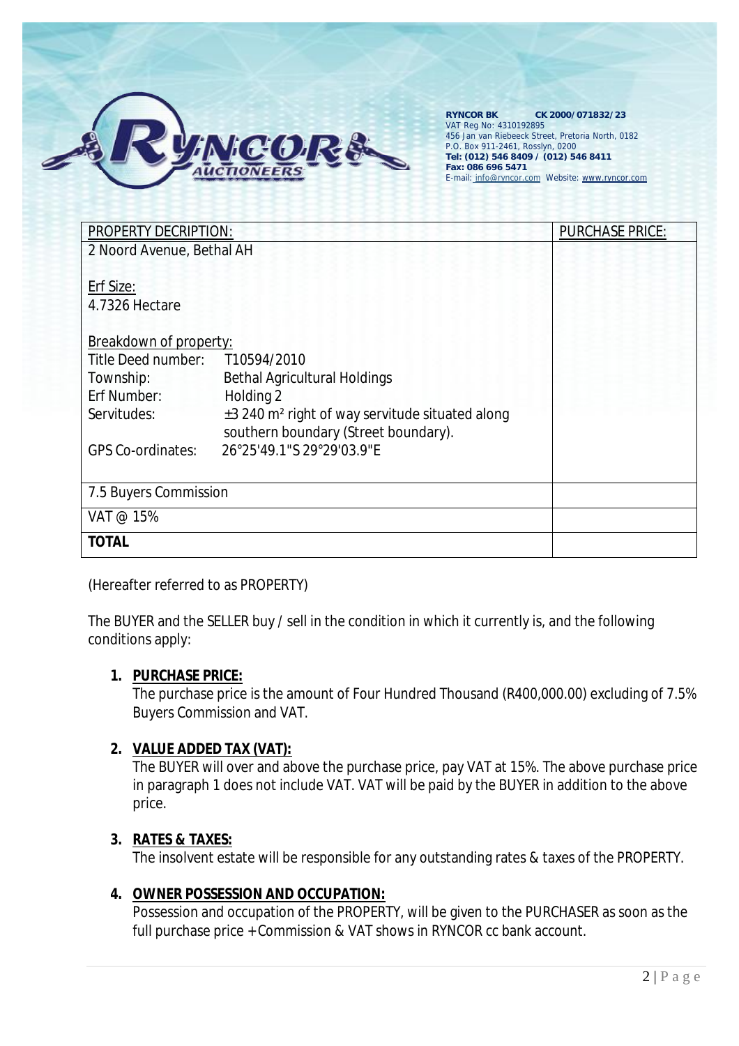**RYNCOR BK** **CK 2000/071832/23**
VAT Reg No: 4310192895
456 Jan van Riebeeck Street, Pretoria North, 0182
P.O. Box 911-2461, Rosslyn, 0200
**Tel: (012) 546 8409 / (012) 546 8411**
**Fax: 086 696 5471**
E-mail: info@ryncor.com Website: www.ryncor.com

| PROPERTY DECRIPTION: | PURCHASE PRICE: |
|---|---|
| 2 Noord Avenue, Bethal AH<br><br>Erf Size:<br>4.7326 Hectare<br><br>Breakdown of property:<br>Title Deed number: T10594/2010<br>Township: Bethal Agricultural Holdings<br>Erf Number: Holding 2<br>Servitudes: ±3 240 m² right of way servitude situated along southern boundary (Street boundary).<br>GPS Co-ordinates: 26°25'49.1"S 29°29'03.9"E | |
| 7.5 Buyers Commission | |
| VAT @ 15% | |
| **TOTAL** | |

(Hereafter referred to as PROPERTY)

The BUYER and the SELLER buy / sell in the condition in which it currently is, and the following conditions apply:

1. **PURCHASE PRICE:**
   The purchase price is the amount of Four Hundred Thousand (R400,000.00) excluding of 7.5% Buyers Commission and VAT.

2. **VALUE ADDED TAX (VAT):**
   The BUYER will over and above the purchase price, pay VAT at 15%. The above purchase price in paragraph 1 does not include VAT. VAT will be paid by the BUYER in addition to the above price.

3. **RATES & TAXES:**
   The insolvent estate will be responsible for any outstanding rates & taxes of the PROPERTY.

4. **OWNER POSSESSION AND OCCUPATION:**
   Possession and occupation of the PROPERTY, will be given to the PURCHASER as soon as the full purchase price + Commission & VAT shows in RYNCOR cc bank account.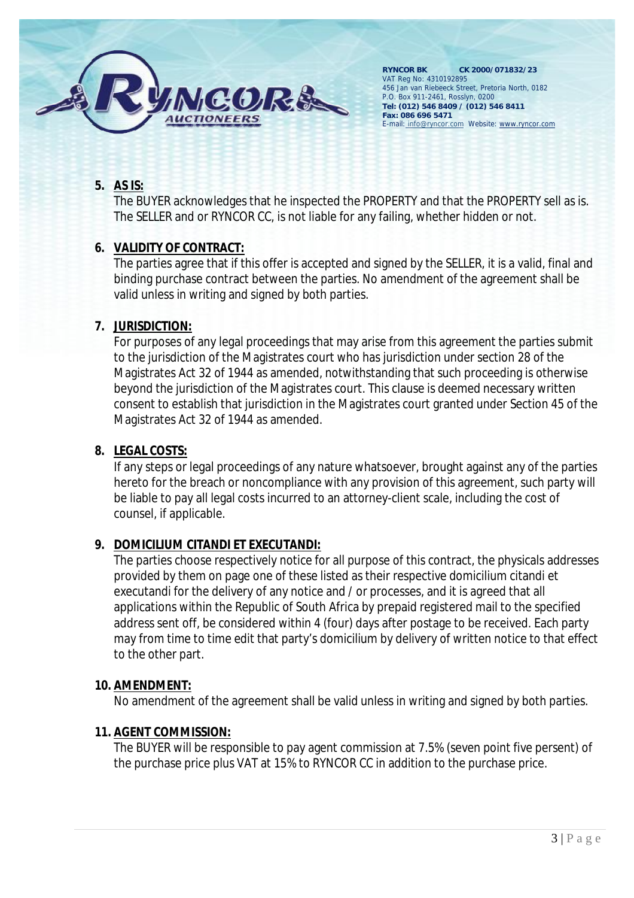**RYNCOR BK CK 2000/071832/23**
VAT Reg No: 4310192895
456 Jan van Riebeeck Street, Pretoria North, 0182
P.O. Box 911-2461, Rosslyn, 0200
**Tel: (012) 546 8409 / (012) 546 8411**
**Fax: 086 696 5471**
E-mail: info@ryncor.com Website: www.ryncor.com

5. **AS IS:**
   The BUYER acknowledges that he inspected the PROPERTY and that the PROPERTY sell as is. The SELLER and or RYNCOR CC, is not liable for any failing, whether hidden or not.

6. **VALIDITY OF CONTRACT:**
   The parties agree that if this offer is accepted and signed by the SELLER, it is a valid, final and binding purchase contract between the parties. No amendment of the agreement shall be valid unless in writing and signed by both parties.

7. **JURISDICTION:**
   For purposes of any legal proceedings that may arise from this agreement the parties submit to the jurisdiction of the Magistrates court who has jurisdiction under section 28 of the Magistrates Act 32 of 1944 as amended, notwithstanding that such proceeding is otherwise beyond the jurisdiction of the Magistrates court. This clause is deemed necessary written consent to establish that jurisdiction in the Magistrates court granted under Section 45 of the Magistrates Act 32 of 1944 as amended.

8. **LEGAL COSTS:**
   If any steps or legal proceedings of any nature whatsoever, brought against any of the parties hereto for the breach or noncompliance with any provision of this agreement, such party will be liable to pay all legal costs incurred to an attorney-client scale, including the cost of counsel, if applicable.

9. **DOMICILIUM CITANDI ET EXECUTANDI:**
   The parties choose respectively notice for all purpose of this contract, the physicals addresses provided by them on page one of these listed as their respective domicilium citandi et executandi for the delivery of any notice and / or processes, and it is agreed that all applications within the Republic of South Africa by prepaid registered mail to the specified address sent off, be considered within 4 (four) days after postage to be received. Each party may from time to time edit that party's domicilium by delivery of written notice to that effect to the other part.

10. **AMENDMENT:**
    No amendment of the agreement shall be valid unless in writing and signed by both parties.

11. **AGENT COMMISSION:**
    The BUYER will be responsible to pay agent commission at 7.5% (seven point five persent) of the purchase price plus VAT at 15% to RYNCOR CC in addition to the purchase price.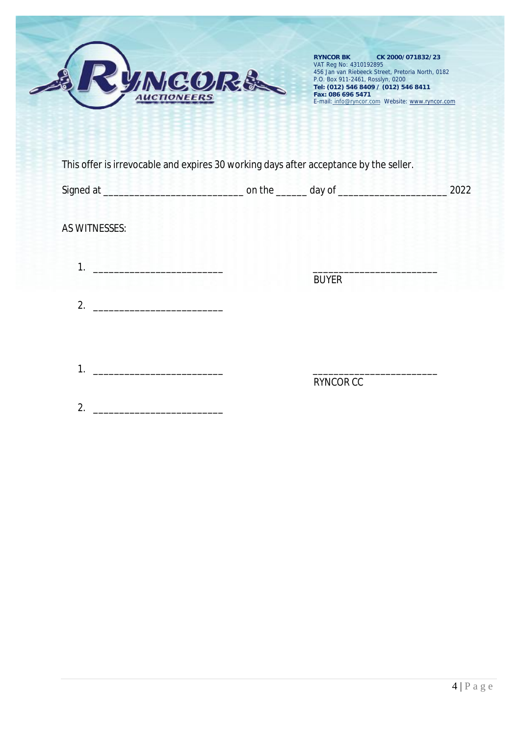**RYNCOR BK** **CK 2000/071832/23**
VAT Reg No: 4310192895
456 Jan van Riebeeck Street, Pretoria North, 0182
P.O. Box 911-2461, Rosslyn, 0200
**Tel: (012) 546 8409 / (012) 546 8411**
**Fax: 086 696 5471**
E-mail: info@ryncor.com Website: www.ryncor.com

This offer is irrevocable and expires 30 working days after acceptance by the seller.

Signed at ___________________________ on the ______ day of ____________________ 2022

AS WITNESSES:

1. ________________________ ________________________
BUYER

2. ________________________

1. ________________________ ________________________
RYNCOR CC

2. ________________________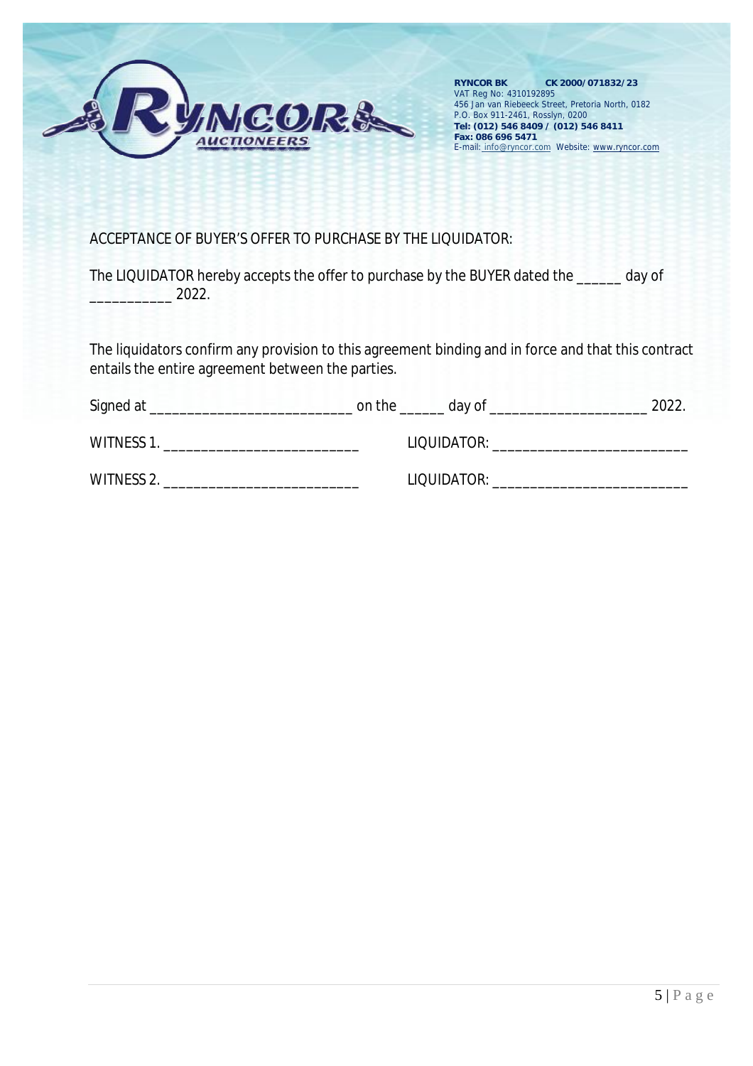ACCEPTANCE OF BUYER'S OFFER TO PURCHASE BY THE LIQUIDATOR:

The LIQUIDATOR hereby accepts the offer to purchase by the BUYER dated the ______ day of ___________ 2022.

The liquidators confirm any provision to this agreement binding and in force and that this contract entails the entire agreement between the parties.

Signed at __________________________ on the ______ day of ____________________ 2022.

WITNESS 1. _________________________ LIQUIDATOR: _________________________

WITNESS 2. _________________________ LIQUIDATOR: _________________________